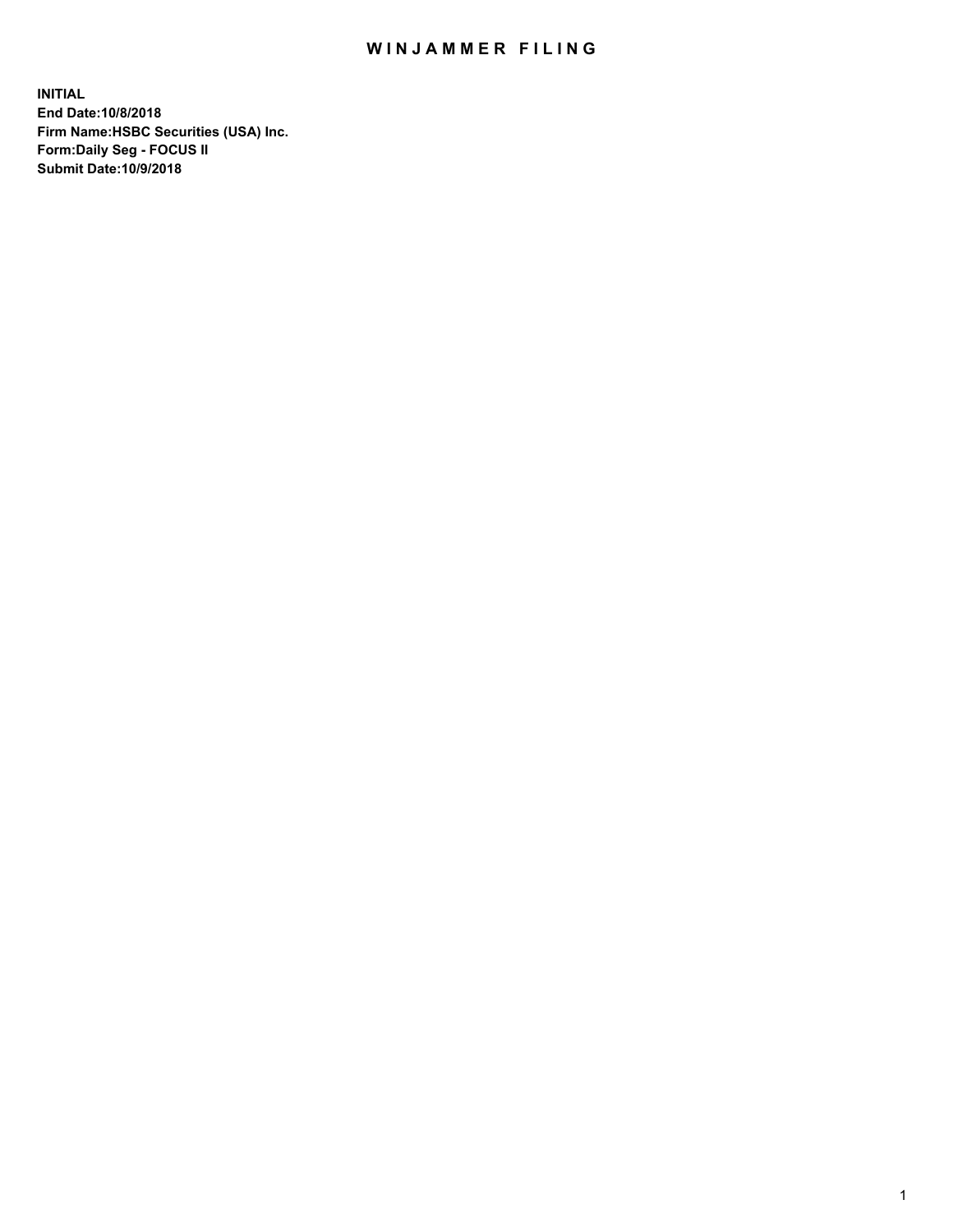# WINJAMMER FILING

**INITIAL**
**End Date:10/8/2018**
**Firm Name:HSBC Securities (USA) Inc.**
**Form:Daily Seg - FOCUS II**
**Submit Date:10/9/2018**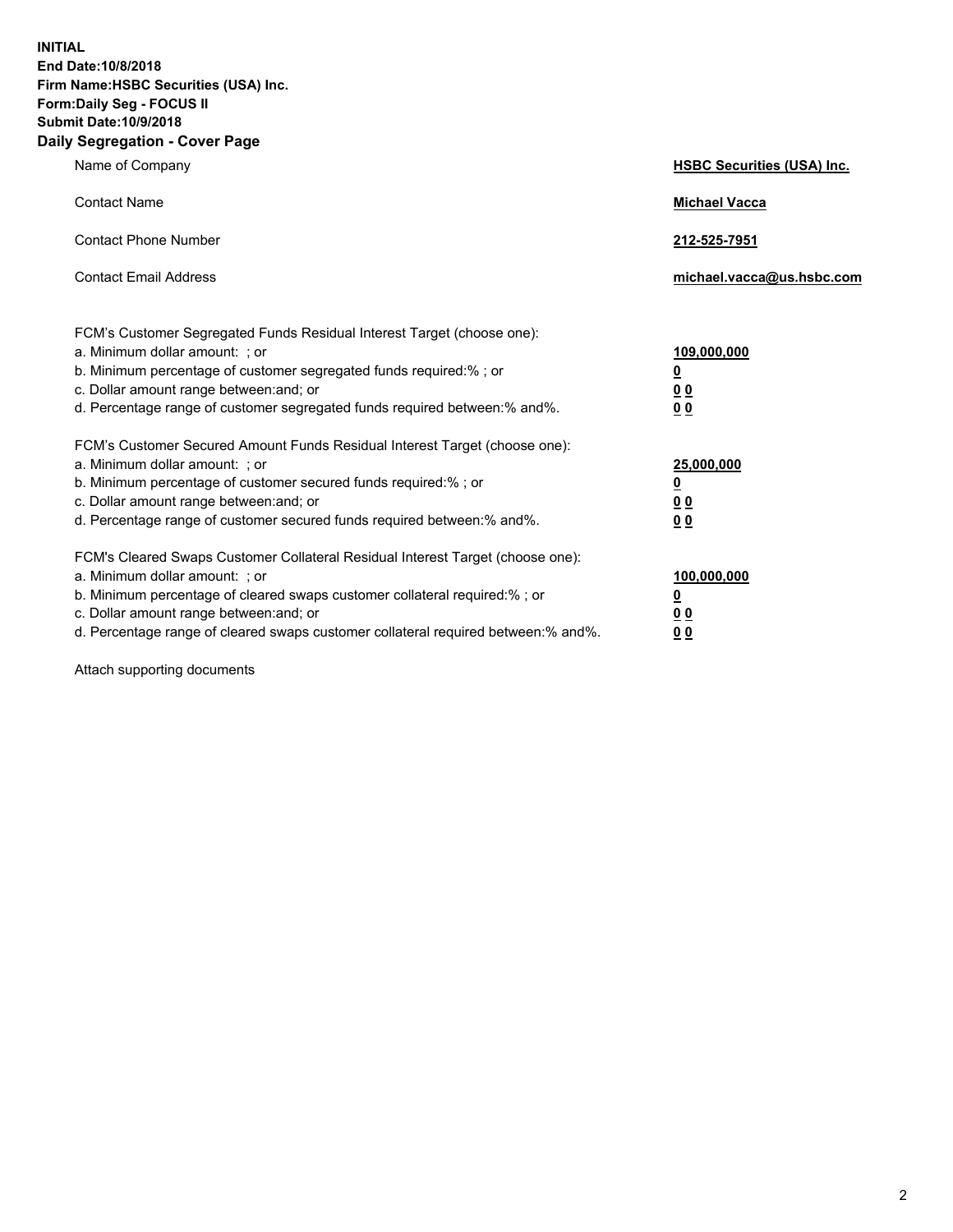**INITIAL**
**End Date:10/8/2018**
**Firm Name:HSBC Securities (USA) Inc.**
**Form:Daily Seg - FOCUS II**
**Submit Date:10/9/2018**

## Daily Segregation - Cover Page

| | |
|---|---|
| Name of Company | **HSBC Securities (USA) Inc.** |
| Contact Name | **Michael Vacca** |
| Contact Phone Number | **212-525-7951** |
| Contact Email Address | **michael.vacca@us.hsbc.com** |

| | |
|---|---|
| FCM's Customer Segregated Funds Residual Interest Target (choose one): | |
| a. Minimum dollar amount: ; or | **109,000,000** |
| b. Minimum percentage of customer segregated funds required:% ; or | **0** |
| c. Dollar amount range between:and; or | **0 0** |
| d. Percentage range of customer segregated funds required between:% and%. | **0 0** |
| FCM's Customer Secured Amount Funds Residual Interest Target (choose one): | |
| a. Minimum dollar amount: ; or | **25,000,000** |
| b. Minimum percentage of customer secured funds required:% ; or | **0** |
| c. Dollar amount range between:and; or | **0 0** |
| d. Percentage range of customer secured funds required between:% and%. | **0 0** |
| FCM's Cleared Swaps Customer Collateral Residual Interest Target (choose one): | |
| a. Minimum dollar amount: ; or | **100,000,000** |
| b. Minimum percentage of cleared swaps customer collateral required:% ; or | **0** |
| c. Dollar amount range between:and; or | **0 0** |
| d. Percentage range of cleared swaps customer collateral required between:% and%. | **0 0** |

Attach supporting documents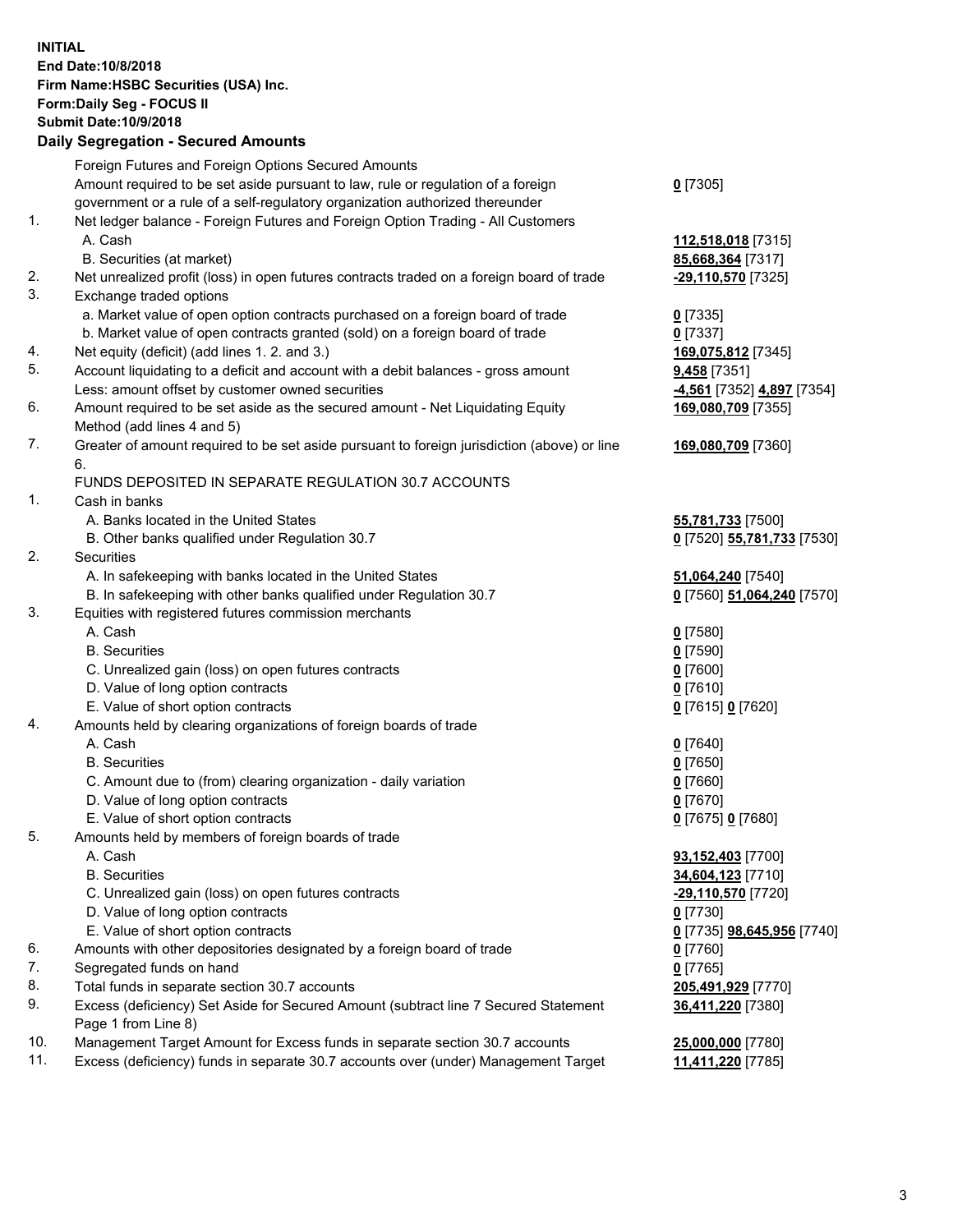**INITIAL**
**End Date:10/8/2018**
**Firm Name:HSBC Securities (USA) Inc.**
**Form:Daily Seg - FOCUS II**
**Submit Date:10/9/2018**

## Daily Segregation - Secured Amounts

| | | |
|---|---|---|
| | Foreign Futures and Foreign Options Secured Amounts | |
| | Amount required to be set aside pursuant to law, rule or regulation of a foreign government or a rule of a self-regulatory organization authorized thereunder | **0** [7305] |
| 1. | Net ledger balance - Foreign Futures and Foreign Option Trading - All Customers | |
| | A. Cash | **112,518,018** [7315] |
| | B. Securities (at market) | **85,668,364** [7317] |
| 2. | Net unrealized profit (loss) in open futures contracts traded on a foreign board of trade | **-29,110,570** [7325] |
| 3. | Exchange traded options | |
| | a. Market value of open option contracts purchased on a foreign board of trade | **0** [7335] |
| | b. Market value of open contracts granted (sold) on a foreign board of trade | **0** [7337] |
| 4. | Net equity (deficit) (add lines 1. 2. and 3.) | **169,075,812** [7345] |
| 5. | Account liquidating to a deficit and account with a debit balances - gross amount | **9,458** [7351] |
| | Less: amount offset by customer owned securities | **-4,561** [7352] **4,897** [7354] |
| 6. | Amount required to be set aside as the secured amount - Net Liquidating Equity Method (add lines 4 and 5) | **169,080,709** [7355] |
| 7. | Greater of amount required to be set aside pursuant to foreign jurisdiction (above) or line 6. | **169,080,709** [7360] |
| | FUNDS DEPOSITED IN SEPARATE REGULATION 30.7 ACCOUNTS | |
| 1. | Cash in banks | |
| | A. Banks located in the United States | **55,781,733** [7500] |
| | B. Other banks qualified under Regulation 30.7 | **0** [7520] **55,781,733** [7530] |
| 2. | Securities | |
| | A. In safekeeping with banks located in the United States | **51,064,240** [7540] |
| | B. In safekeeping with other banks qualified under Regulation 30.7 | **0** [7560] **51,064,240** [7570] |
| 3. | Equities with registered futures commission merchants | |
| | A. Cash | **0** [7580] |
| | B. Securities | **0** [7590] |
| | C. Unrealized gain (loss) on open futures contracts | **0** [7600] |
| | D. Value of long option contracts | **0** [7610] |
| | E. Value of short option contracts | **0** [7615] **0** [7620] |
| 4. | Amounts held by clearing organizations of foreign boards of trade | |
| | A. Cash | **0** [7640] |
| | B. Securities | **0** [7650] |
| | C. Amount due to (from) clearing organization - daily variation | **0** [7660] |
| | D. Value of long option contracts | **0** [7670] |
| | E. Value of short option contracts | **0** [7675] **0** [7680] |
| 5. | Amounts held by members of foreign boards of trade | |
| | A. Cash | **93,152,403** [7700] |
| | B. Securities | **34,604,123** [7710] |
| | C. Unrealized gain (loss) on open futures contracts | **-29,110,570** [7720] |
| | D. Value of long option contracts | **0** [7730] |
| | E. Value of short option contracts | **0** [7735] **98,645,956** [7740] |
| 6. | Amounts with other depositories designated by a foreign board of trade | **0** [7760] |
| 7. | Segregated funds on hand | **0** [7765] |
| 8. | Total funds in separate section 30.7 accounts | **205,491,929** [7770] |
| 9. | Excess (deficiency) Set Aside for Secured Amount (subtract line 7 Secured Statement Page 1 from Line 8) | **36,411,220** [7380] |
| 10. | Management Target Amount for Excess funds in separate section 30.7 accounts | **25,000,000** [7780] |
| 11. | Excess (deficiency) funds in separate 30.7 accounts over (under) Management Target | **11,411,220** [7785] |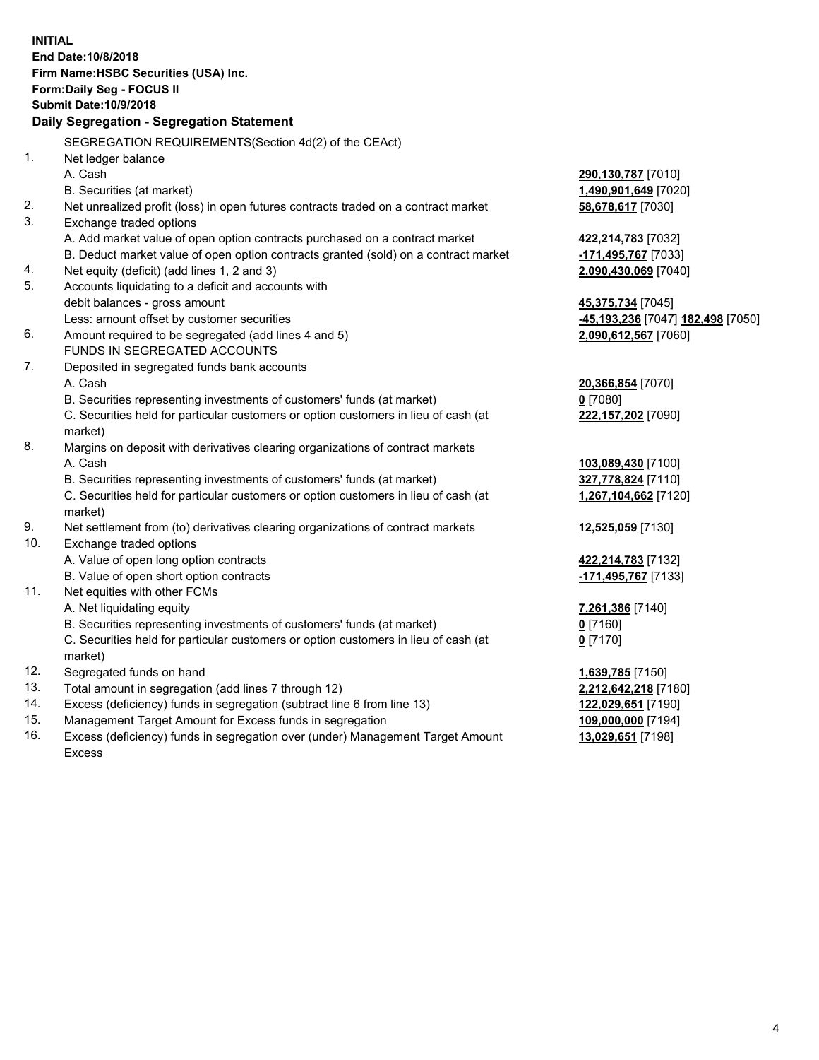**INITIAL**
**End Date:10/8/2018**
**Firm Name:HSBC Securities (USA) Inc.**
**Form:Daily Seg - FOCUS II**
**Submit Date:10/9/2018**

**Daily Segregation - Segregation Statement**

| | | |
|---|---|---|
| | SEGREGATION REQUIREMENTS(Section 4d(2) of the CEAct) | |
| 1. | Net ledger balance | |
| | A. Cash | 290,130,787 [7010] |
| | B. Securities (at market) | 1,490,901,649 [7020] |
| 2. | Net unrealized profit (loss) in open futures contracts traded on a contract market | 58,678,617 [7030] |
| 3. | Exchange traded options | |
| | A. Add market value of open option contracts purchased on a contract market | 422,214,783 [7032] |
| | B. Deduct market value of open option contracts granted (sold) on a contract market | -171,495,767 [7033] |
| 4. | Net equity (deficit) (add lines 1, 2 and 3) | 2,090,430,069 [7040] |
| 5. | Accounts liquidating to a deficit and accounts with | |
| | debit balances - gross amount | 45,375,734 [7045] |
| | Less: amount offset by customer securities | -45,193,236 [7047] 182,498 [7050] |
| 6. | Amount required to be segregated (add lines 4 and 5) | 2,090,612,567 [7060] |
| | FUNDS IN SEGREGATED ACCOUNTS | |
| 7. | Deposited in segregated funds bank accounts | |
| | A. Cash | 20,366,854 [7070] |
| | B. Securities representing investments of customers' funds (at market) | 0 [7080] |
| | C. Securities held for particular customers or option customers in lieu of cash (at market) | 222,157,202 [7090] |
| 8. | Margins on deposit with derivatives clearing organizations of contract markets | |
| | A. Cash | 103,089,430 [7100] |
| | B. Securities representing investments of customers' funds (at market) | 327,778,824 [7110] |
| | C. Securities held for particular customers or option customers in lieu of cash (at market) | 1,267,104,662 [7120] |
| 9. | Net settlement from (to) derivatives clearing organizations of contract markets | 12,525,059 [7130] |
| 10. | Exchange traded options | |
| | A. Value of open long option contracts | 422,214,783 [7132] |
| | B. Value of open short option contracts | -171,495,767 [7133] |
| 11. | Net equities with other FCMs | |
| | A. Net liquidating equity | 7,261,386 [7140] |
| | B. Securities representing investments of customers' funds (at market) | 0 [7160] |
| | C. Securities held for particular customers or option customers in lieu of cash (at market) | 0 [7170] |
| 12. | Segregated funds on hand | 1,639,785 [7150] |
| 13. | Total amount in segregation (add lines 7 through 12) | 2,212,642,218 [7180] |
| 14. | Excess (deficiency) funds in segregation (subtract line 6 from line 13) | 122,029,651 [7190] |
| 15. | Management Target Amount for Excess funds in segregation | 109,000,000 [7194] |
| 16. | Excess (deficiency) funds in segregation over (under) Management Target Amount Excess | 13,029,651 [7198] |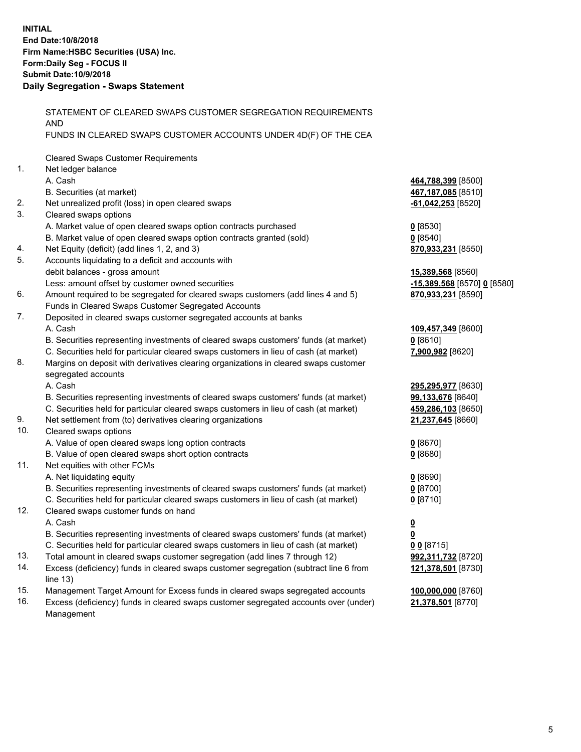**INITIAL**
**End Date:10/8/2018**
**Firm Name:HSBC Securities (USA) Inc.**
**Form:Daily Seg - FOCUS II**
**Submit Date:10/9/2018**
**Daily Segregation - Swaps Statement**

STATEMENT OF CLEARED SWAPS CUSTOMER SEGREGATION REQUIREMENTS AND FUNDS IN CLEARED SWAPS CUSTOMER ACCOUNTS UNDER 4D(F) OF THE CEA

| | | |
|---|---|---|
| | Cleared Swaps Customer Requirements | |
| 1. | Net ledger balance | |
| | A. Cash | **464,788,399** [8500] |
| | B. Securities (at market) | **467,187,085** [8510] |
| 2. | Net unrealized profit (loss) in open cleared swaps | **-61,042,253** [8520] |
| 3. | Cleared swaps options | |
| | A. Market value of open cleared swaps option contracts purchased | **0** [8530] |
| | B. Market value of open cleared swaps option contracts granted (sold) | **0** [8540] |
| 4. | Net Equity (deficit) (add lines 1, 2, and 3) | **870,933,231** [8550] |
| 5. | Accounts liquidating to a deficit and accounts with | |
| | debit balances - gross amount | **15,389,568** [8560] |
| | Less: amount offset by customer owned securities | **-15,389,568** [8570] **0** [8580] |
| 6. | Amount required to be segregated for cleared swaps customers (add lines 4 and 5) | **870,933,231** [8590] |
| | Funds in Cleared Swaps Customer Segregated Accounts | |
| 7. | Deposited in cleared swaps customer segregated accounts at banks | |
| | A. Cash | **109,457,349** [8600] |
| | B. Securities representing investments of cleared swaps customers' funds (at market) | **0** [8610] |
| | C. Securities held for particular cleared swaps customers in lieu of cash (at market) | **7,900,982** [8620] |
| 8. | Margins on deposit with derivatives clearing organizations in cleared swaps customer segregated accounts | |
| | A. Cash | **295,295,977** [8630] |
| | B. Securities representing investments of cleared swaps customers' funds (at market) | **99,133,676** [8640] |
| | C. Securities held for particular cleared swaps customers in lieu of cash (at market) | **459,286,103** [8650] |
| 9. | Net settlement from (to) derivatives clearing organizations | **21,237,645** [8660] |
| 10. | Cleared swaps options | |
| | A. Value of open cleared swaps long option contracts | **0** [8670] |
| | B. Value of open cleared swaps short option contracts | **0** [8680] |
| 11. | Net equities with other FCMs | |
| | A. Net liquidating equity | **0** [8690] |
| | B. Securities representing investments of cleared swaps customers' funds (at market) | **0** [8700] |
| | C. Securities held for particular cleared swaps customers in lieu of cash (at market) | **0** [8710] |
| 12. | Cleared swaps customer funds on hand | |
| | A. Cash | **0** |
| | B. Securities representing investments of cleared swaps customers' funds (at market) | **0** |
| | C. Securities held for particular cleared swaps customers in lieu of cash (at market) | **0** **0** [8715] |
| 13. | Total amount in cleared swaps customer segregation (add lines 7 through 12) | **992,311,732** [8720] |
| 14. | Excess (deficiency) funds in cleared swaps customer segregation (subtract line 6 from line 13) | **121,378,501** [8730] |
| 15. | Management Target Amount for Excess funds in cleared swaps segregated accounts | **100,000,000** [8760] |
| 16. | Excess (deficiency) funds in cleared swaps customer segregated accounts over (under) Management | **21,378,501** [8770] |